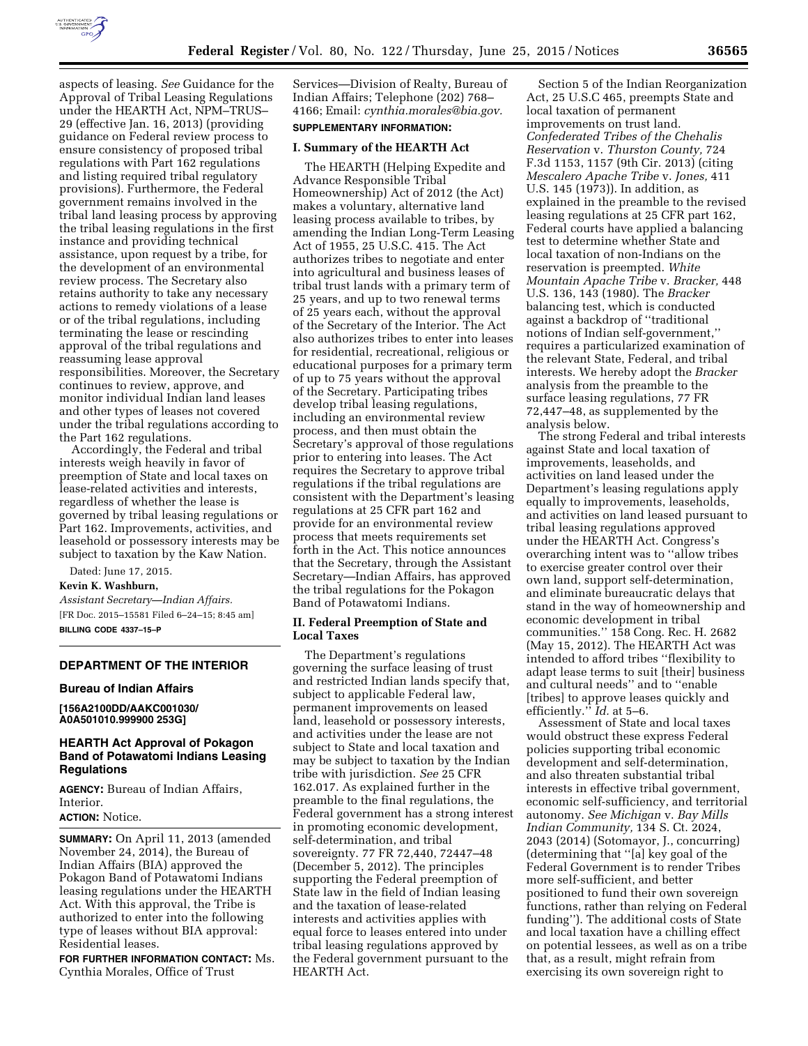aspects of leasing. *See* Guidance for the Approval of Tribal Leasing Regulations under the HEARTH Act, NPM–TRUS–29 (effective Jan. 16, 2013) (providing guidance on Federal review process to ensure consistency of proposed tribal regulations with Part 162 regulations and listing required tribal regulatory provisions). Furthermore, the Federal government remains involved in the tribal land leasing process by approving the tribal leasing regulations in the first instance and providing technical assistance, upon request by a tribe, for the development of an environmental review process. The Secretary also retains authority to take any necessary actions to remedy violations of a lease or of the tribal regulations, including terminating the lease or rescinding approval of the tribal regulations and reassuming lease approval responsibilities. Moreover, the Secretary continues to review, approve, and monitor individual Indian land leases and other types of leases not covered under the tribal regulations according to the Part 162 regulations.

Accordingly, the Federal and tribal interests weigh heavily in favor of preemption of State and local taxes on lease-related activities and interests, regardless of whether the lease is governed by tribal leasing regulations or Part 162. Improvements, activities, and leasehold or possessory interests may be subject to taxation by the Kaw Nation.

Dated: June 17, 2015.

**Kevin K. Washburn,**

*Assistant Secretary—Indian Affairs.*

[FR Doc. 2015–15581 Filed 6–24–15; 8:45 am]

**BILLING CODE 4337–15–P**

## DEPARTMENT OF THE INTERIOR

### Bureau of Indian Affairs

**[156A2100DD/AAKC001030/ A0A501010.999900 253G]**

### HEARTH Act Approval of Pokagon Band of Potawatomi Indians Leasing Regulations

**AGENCY:** Bureau of Indian Affairs, Interior.

**ACTION:** Notice.

**SUMMARY:** On April 11, 2013 (amended November 24, 2014), the Bureau of Indian Affairs (BIA) approved the Pokagon Band of Potawatomi Indians leasing regulations under the HEARTH Act. With this approval, the Tribe is authorized to enter into the following type of leases without BIA approval: Residential leases.

**FOR FURTHER INFORMATION CONTACT:** Ms. Cynthia Morales, Office of Trust Services—Division of Realty, Bureau of Indian Affairs; Telephone (202) 768–4166; Email: *cynthia.morales@bia.gov.*

**SUPPLEMENTARY INFORMATION:**

#### I. Summary of the HEARTH Act

The HEARTH (Helping Expedite and Advance Responsible Tribal Homeownership) Act of 2012 (the Act) makes a voluntary, alternative land leasing process available to tribes, by amending the Indian Long-Term Leasing Act of 1955, 25 U.S.C. 415. The Act authorizes tribes to negotiate and enter into agricultural and business leases of tribal trust lands with a primary term of 25 years, and up to two renewal terms of 25 years each, without the approval of the Secretary of the Interior. The Act also authorizes tribes to enter into leases for residential, recreational, religious or educational purposes for a primary term of up to 75 years without the approval of the Secretary. Participating tribes develop tribal leasing regulations, including an environmental review process, and then must obtain the Secretary's approval of those regulations prior to entering into leases. The Act requires the Secretary to approve tribal regulations if the tribal regulations are consistent with the Department's leasing regulations at 25 CFR part 162 and provide for an environmental review process that meets requirements set forth in the Act. This notice announces that the Secretary, through the Assistant Secretary—Indian Affairs, has approved the tribal regulations for the Pokagon Band of Potawatomi Indians.

#### II. Federal Preemption of State and Local Taxes

The Department's regulations governing the surface leasing of trust and restricted Indian lands specify that, subject to applicable Federal law, permanent improvements on leased land, leasehold or possessory interests, and activities under the lease are not subject to State and local taxation and may be subject to taxation by the Indian tribe with jurisdiction. *See* 25 CFR 162.017. As explained further in the preamble to the final regulations, the Federal government has a strong interest in promoting economic development, self-determination, and tribal sovereignty. 77 FR 72,440, 72447–48 (December 5, 2012). The principles supporting the Federal preemption of State law in the field of Indian leasing and the taxation of lease-related interests and activities applies with equal force to leases entered into under tribal leasing regulations approved by the Federal government pursuant to the HEARTH Act.

Section 5 of the Indian Reorganization Act, 25 U.S.C 465, preempts State and local taxation of permanent improvements on trust land. *Confederated Tribes of the Chehalis Reservation* v. *Thurston County,* 724 F.3d 1153, 1157 (9th Cir. 2013) (citing *Mescalero Apache Tribe* v. *Jones,* 411 U.S. 145 (1973)). In addition, as explained in the preamble to the revised leasing regulations at 25 CFR part 162, Federal courts have applied a balancing test to determine whether State and local taxation of non-Indians on the reservation is preempted. *White Mountain Apache Tribe* v. *Bracker,* 448 U.S. 136, 143 (1980). The *Bracker* balancing test, which is conducted against a backdrop of ''traditional notions of Indian self-government,'' requires a particularized examination of the relevant State, Federal, and tribal interests. We hereby adopt the *Bracker* analysis from the preamble to the surface leasing regulations, 77 FR 72,447–48, as supplemented by the analysis below.

The strong Federal and tribal interests against State and local taxation of improvements, leaseholds, and activities on land leased under the Department's leasing regulations apply equally to improvements, leaseholds, and activities on land leased pursuant to tribal leasing regulations approved under the HEARTH Act. Congress's overarching intent was to ''allow tribes to exercise greater control over their own land, support self-determination, and eliminate bureaucratic delays that stand in the way of homeownership and economic development in tribal communities.'' 158 Cong. Rec. H. 2682 (May 15, 2012). The HEARTH Act was intended to afford tribes ''flexibility to adapt lease terms to suit [their] business and cultural needs'' and to ''enable [tribes] to approve leases quickly and efficiently.'' *Id.* at 5–6.

Assessment of State and local taxes would obstruct these express Federal policies supporting tribal economic development and self-determination, and also threaten substantial tribal interests in effective tribal government, economic self-sufficiency, and territorial autonomy. *See Michigan* v. *Bay Mills Indian Community,* 134 S. Ct. 2024, 2043 (2014) (Sotomayor, J., concurring) (determining that ''[a] key goal of the Federal Government is to render Tribes more self-sufficient, and better positioned to fund their own sovereign functions, rather than relying on Federal funding''). The additional costs of State and local taxation have a chilling effect on potential lessees, as well as on a tribe that, as a result, might refrain from exercising its own sovereign right to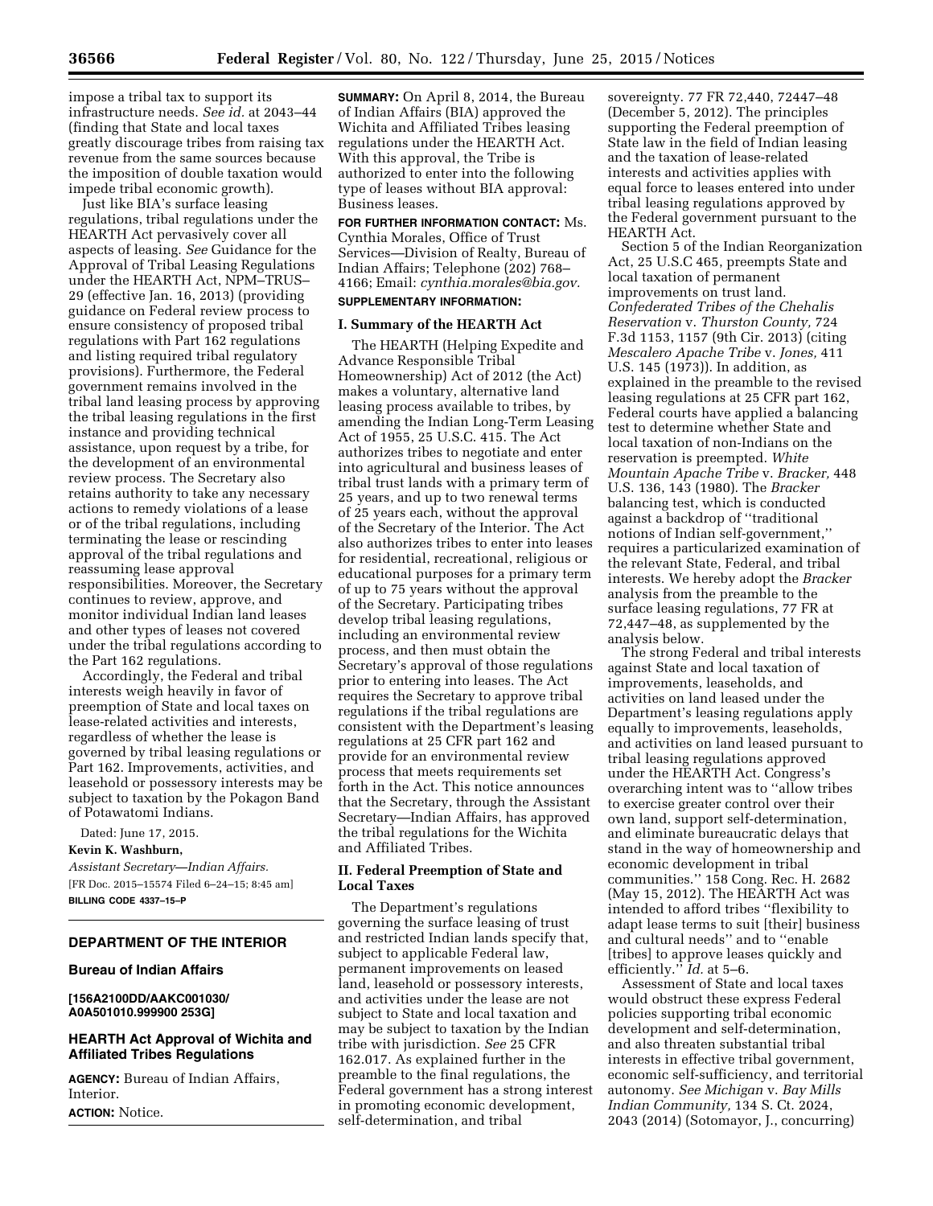impose a tribal tax to support its infrastructure needs. *See id.* at 2043–44 (finding that State and local taxes greatly discourage tribes from raising tax revenue from the same sources because the imposition of double taxation would impede tribal economic growth).

Just like BIA's surface leasing regulations, tribal regulations under the HEARTH Act pervasively cover all aspects of leasing. *See* Guidance for the Approval of Tribal Leasing Regulations under the HEARTH Act, NPM–TRUS–29 (effective Jan. 16, 2013) (providing guidance on Federal review process to ensure consistency of proposed tribal regulations with Part 162 regulations and listing required tribal regulatory provisions). Furthermore, the Federal government remains involved in the tribal land leasing process by approving the tribal leasing regulations in the first instance and providing technical assistance, upon request by a tribe, for the development of an environmental review process. The Secretary also retains authority to take any necessary actions to remedy violations of a lease or of the tribal regulations, including terminating the lease or rescinding approval of the tribal regulations and reassuming lease approval responsibilities. Moreover, the Secretary continues to review, approve, and monitor individual Indian land leases and other types of leases not covered under the tribal regulations according to the Part 162 regulations.

Accordingly, the Federal and tribal interests weigh heavily in favor of preemption of State and local taxes on lease-related activities and interests, regardless of whether the lease is governed by tribal leasing regulations or Part 162. Improvements, activities, and leasehold or possessory interests may be subject to taxation by the Pokagon Band of Potawatomi Indians.

Dated: June 17, 2015.

**Kevin K. Washburn,**

*Assistant Secretary—Indian Affairs.*

[FR Doc. 2015–15574 Filed 6–24–15; 8:45 am]

**BILLING CODE 4337–15–P**

## DEPARTMENT OF THE INTERIOR

### Bureau of Indian Affairs

**[156A2100DD/AAKC001030/A0A501010.999900 253G]**

### HEARTH Act Approval of Wichita and Affiliated Tribes Regulations

**AGENCY:** Bureau of Indian Affairs, Interior.

**ACTION:** Notice.

**SUMMARY:** On April 8, 2014, the Bureau of Indian Affairs (BIA) approved the Wichita and Affiliated Tribes leasing regulations under the HEARTH Act. With this approval, the Tribe is authorized to enter into the following type of leases without BIA approval: Business leases.

**FOR FURTHER INFORMATION CONTACT:** Ms. Cynthia Morales, Office of Trust Services—Division of Realty, Bureau of Indian Affairs; Telephone (202) 768–4166; Email: *cynthia.morales@bia.gov.*

**SUPPLEMENTARY INFORMATION:**

#### I. Summary of the HEARTH Act

The HEARTH (Helping Expedite and Advance Responsible Tribal Homeownership) Act of 2012 (the Act) makes a voluntary, alternative land leasing process available to tribes, by amending the Indian Long-Term Leasing Act of 1955, 25 U.S.C. 415. The Act authorizes tribes to negotiate and enter into agricultural and business leases of tribal trust lands with a primary term of 25 years, and up to two renewal terms of 25 years each, without the approval of the Secretary of the Interior. The Act also authorizes tribes to enter into leases for residential, recreational, religious or educational purposes for a primary term of up to 75 years without the approval of the Secretary. Participating tribes develop tribal leasing regulations, including an environmental review process, and then must obtain the Secretary's approval of those regulations prior to entering into leases. The Act requires the Secretary to approve tribal regulations if the tribal regulations are consistent with the Department's leasing regulations at 25 CFR part 162 and provide for an environmental review process that meets requirements set forth in the Act. This notice announces that the Secretary, through the Assistant Secretary—Indian Affairs, has approved the tribal regulations for the Wichita and Affiliated Tribes.

#### II. Federal Preemption of State and Local Taxes

The Department's regulations governing the surface leasing of trust and restricted Indian lands specify that, subject to applicable Federal law, permanent improvements on leased land, leasehold or possessory interests, and activities under the lease are not subject to State and local taxation and may be subject to taxation by the Indian tribe with jurisdiction. *See* 25 CFR 162.017. As explained further in the preamble to the final regulations, the Federal government has a strong interest in promoting economic development, self-determination, and tribal sovereignty. 77 FR 72,440, 72447–48 (December 5, 2012). The principles supporting the Federal preemption of State law in the field of Indian leasing and the taxation of lease-related interests and activities applies with equal force to leases entered into under tribal leasing regulations approved by the Federal government pursuant to the HEARTH Act.

Section 5 of the Indian Reorganization Act, 25 U.S.C 465, preempts State and local taxation of permanent improvements on trust land. *Confederated Tribes of the Chehalis Reservation* v. *Thurston County,* 724 F.3d 1153, 1157 (9th Cir. 2013) (citing *Mescalero Apache Tribe* v. *Jones,* 411 U.S. 145 (1973)). In addition, as explained in the preamble to the revised leasing regulations at 25 CFR part 162, Federal courts have applied a balancing test to determine whether State and local taxation of non-Indians on the reservation is preempted. *White Mountain Apache Tribe* v. *Bracker,* 448 U.S. 136, 143 (1980). The *Bracker* balancing test, which is conducted against a backdrop of "traditional notions of Indian self-government," requires a particularized examination of the relevant State, Federal, and tribal interests. We hereby adopt the *Bracker* analysis from the preamble to the surface leasing regulations, 77 FR at 72,447–48, as supplemented by the analysis below.

The strong Federal and tribal interests against State and local taxation of improvements, leaseholds, and activities on land leased under the Department's leasing regulations apply equally to improvements, leaseholds, and activities on land leased pursuant to tribal leasing regulations approved under the HEARTH Act. Congress's overarching intent was to "allow tribes to exercise greater control over their own land, support self-determination, and eliminate bureaucratic delays that stand in the way of homeownership and economic development in tribal communities." 158 Cong. Rec. H. 2682 (May 15, 2012). The HEARTH Act was intended to afford tribes "flexibility to adapt lease terms to suit [their] business and cultural needs" and to "enable [tribes] to approve leases quickly and efficiently." *Id.* at 5–6.

Assessment of State and local taxes would obstruct these express Federal policies supporting tribal economic development and self-determination, and also threaten substantial tribal interests in effective tribal government, economic self-sufficiency, and territorial autonomy. *See Michigan* v. *Bay Mills Indian Community,* 134 S. Ct. 2024, 2043 (2014) (Sotomayor, J., concurring)